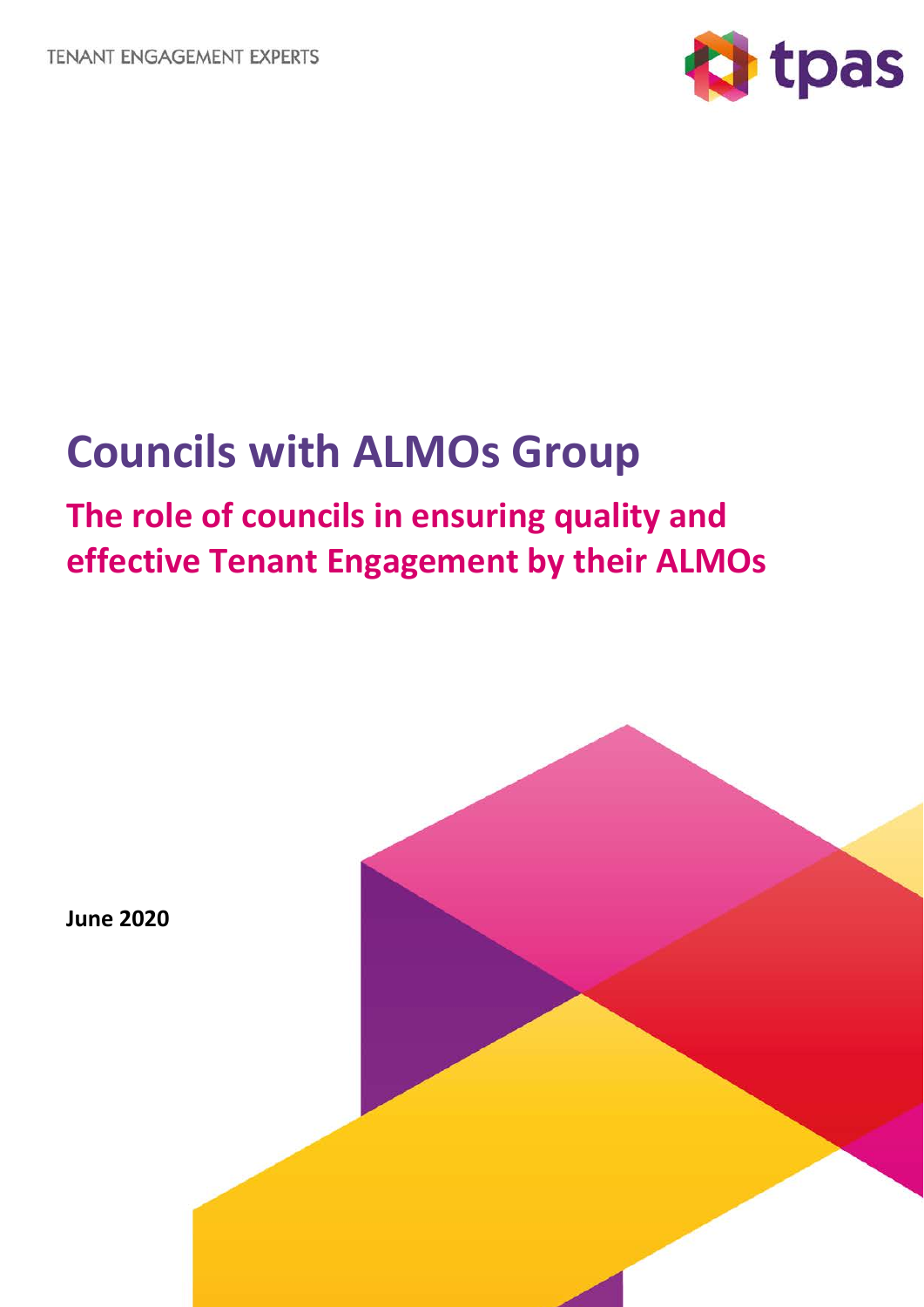TENANT ENGAGEMENT EXPERTS

tpas

# Councils with ALMOs Group

## The role of councils in ensuring quality and effective Tenant Engagement by their ALMOs

**June 2020**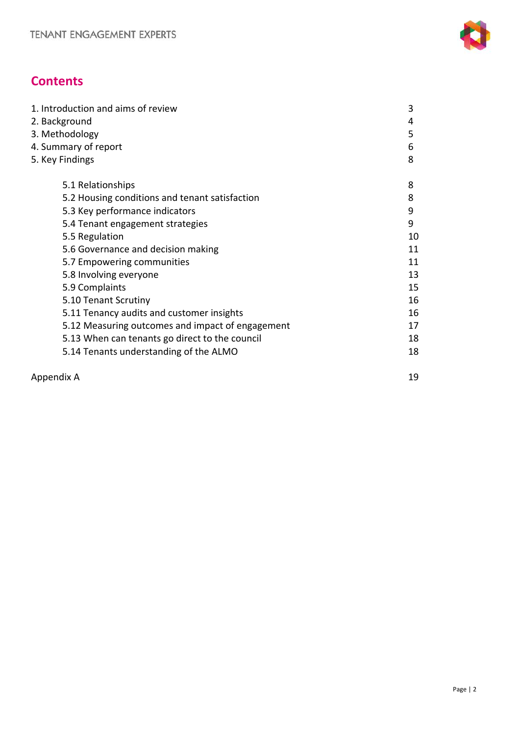## Contents

| | |
|---|---|
| 1. Introduction and aims of review | 3 |
| 2. Background | 4 |
| 3. Methodology | 5 |
| 4. Summary of report | 6 |
| 5. Key Findings | 8 |
| 5.1 Relationships | 8 |
| 5.2 Housing conditions and tenant satisfaction | 8 |
| 5.3 Key performance indicators | 9 |
| 5.4 Tenant engagement strategies | 9 |
| 5.5 Regulation | 10 |
| 5.6 Governance and decision making | 11 |
| 5.7 Empowering communities | 11 |
| 5.8 Involving everyone | 13 |
| 5.9 Complaints | 15 |
| 5.10 Tenant Scrutiny | 16 |
| 5.11 Tenancy audits and customer insights | 16 |
| 5.12 Measuring outcomes and impact of engagement | 17 |
| 5.13 When can tenants go direct to the council | 18 |
| 5.14 Tenants understanding of the ALMO | 18 |
| Appendix A | 19 |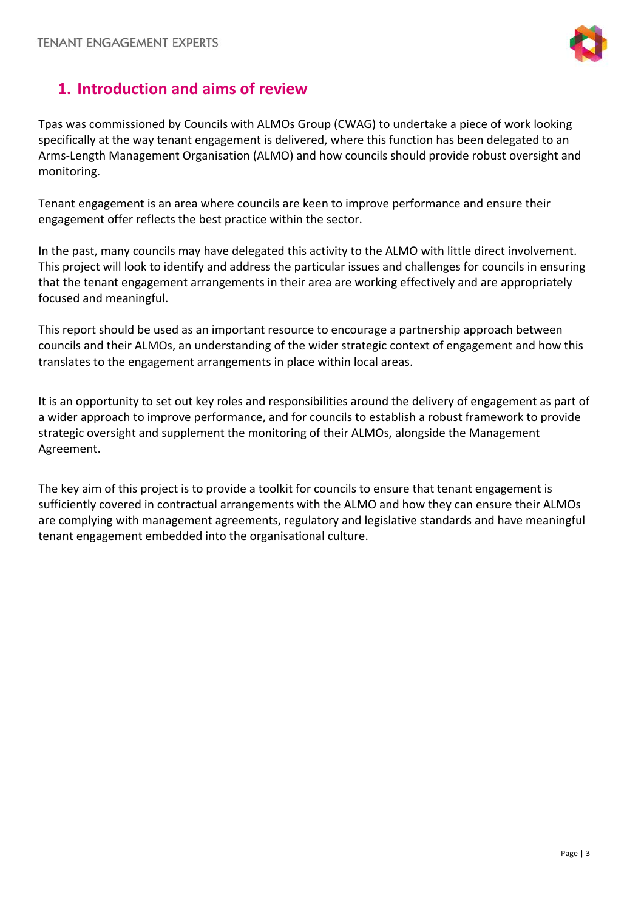# 1. Introduction and aims of review

Tpas was commissioned by Councils with ALMOs Group (CWAG) to undertake a piece of work looking specifically at the way tenant engagement is delivered, where this function has been delegated to an Arms-Length Management Organisation (ALMO) and how councils should provide robust oversight and monitoring.

Tenant engagement is an area where councils are keen to improve performance and ensure their engagement offer reflects the best practice within the sector.

In the past, many councils may have delegated this activity to the ALMO with little direct involvement. This project will look to identify and address the particular issues and challenges for councils in ensuring that the tenant engagement arrangements in their area are working effectively and are appropriately focused and meaningful.

This report should be used as an important resource to encourage a partnership approach between councils and their ALMOs, an understanding of the wider strategic context of engagement and how this translates to the engagement arrangements in place within local areas.

It is an opportunity to set out key roles and responsibilities around the delivery of engagement as part of a wider approach to improve performance, and for councils to establish a robust framework to provide strategic oversight and supplement the monitoring of their ALMOs, alongside the Management Agreement.

The key aim of this project is to provide a toolkit for councils to ensure that tenant engagement is sufficiently covered in contractual arrangements with the ALMO and how they can ensure their ALMOs are complying with management agreements, regulatory and legislative standards and have meaningful tenant engagement embedded into the organisational culture.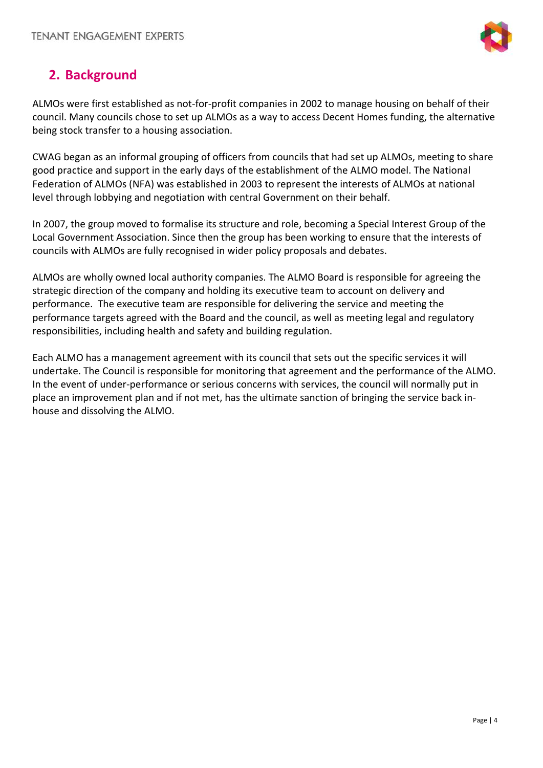## 2. Background

ALMOs were first established as not-for-profit companies in 2002 to manage housing on behalf of their council. Many councils chose to set up ALMOs as a way to access Decent Homes funding, the alternative being stock transfer to a housing association.

CWAG began as an informal grouping of officers from councils that had set up ALMOs, meeting to share good practice and support in the early days of the establishment of the ALMO model. The National Federation of ALMOs (NFA) was established in 2003 to represent the interests of ALMOs at national level through lobbying and negotiation with central Government on their behalf.

In 2007, the group moved to formalise its structure and role, becoming a Special Interest Group of the Local Government Association. Since then the group has been working to ensure that the interests of councils with ALMOs are fully recognised in wider policy proposals and debates.

ALMOs are wholly owned local authority companies. The ALMO Board is responsible for agreeing the strategic direction of the company and holding its executive team to account on delivery and performance. The executive team are responsible for delivering the service and meeting the performance targets agreed with the Board and the council, as well as meeting legal and regulatory responsibilities, including health and safety and building regulation.

Each ALMO has a management agreement with its council that sets out the specific services it will undertake. The Council is responsible for monitoring that agreement and the performance of the ALMO. In the event of under-performance or serious concerns with services, the council will normally put in place an improvement plan and if not met, has the ultimate sanction of bringing the service back in-house and dissolving the ALMO.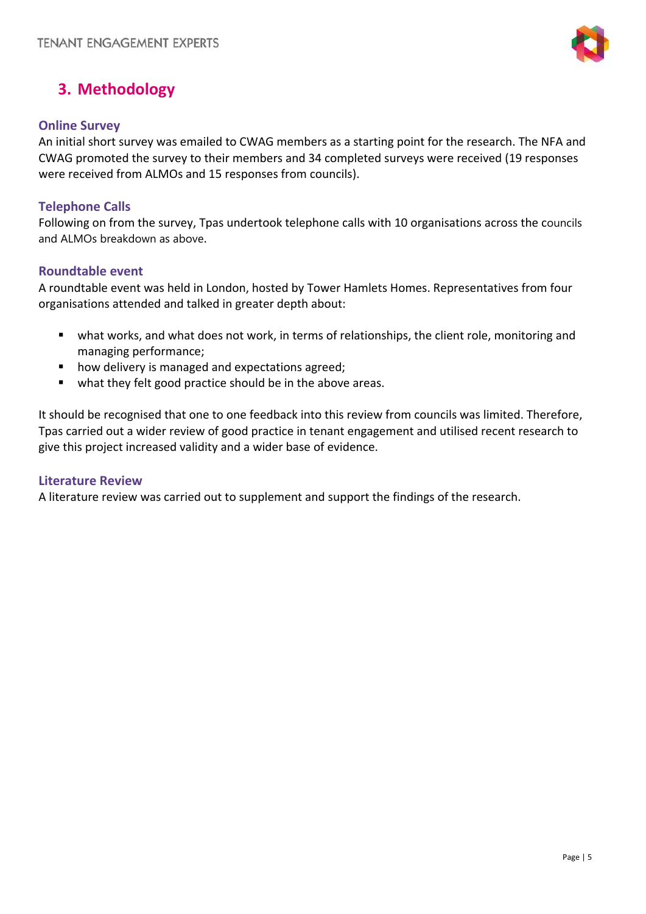## 3. Methodology

### Online Survey

An initial short survey was emailed to CWAG members as a starting point for the research. The NFA and CWAG promoted the survey to their members and 34 completed surveys were received (19 responses were received from ALMOs and 15 responses from councils).

### Telephone Calls

Following on from the survey, Tpas undertook telephone calls with 10 organisations across the councils and ALMOs breakdown as above.

### Roundtable event

A roundtable event was held in London, hosted by Tower Hamlets Homes. Representatives from four organisations attended and talked in greater depth about:

- what works, and what does not work, in terms of relationships, the client role, monitoring and managing performance;
- how delivery is managed and expectations agreed;
- what they felt good practice should be in the above areas.

It should be recognised that one to one feedback into this review from councils was limited. Therefore, Tpas carried out a wider review of good practice in tenant engagement and utilised recent research to give this project increased validity and a wider base of evidence.

### Literature Review

A literature review was carried out to supplement and support the findings of the research.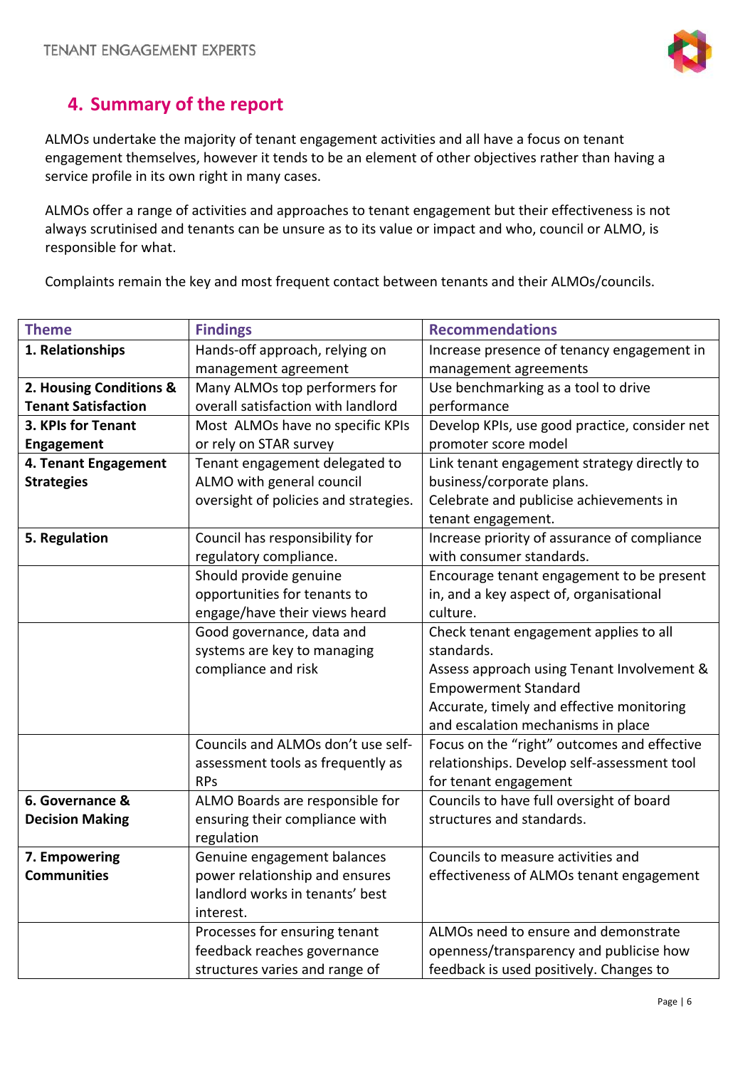## 4. Summary of the report

ALMOs undertake the majority of tenant engagement activities and all have a focus on tenant engagement themselves, however it tends to be an element of other objectives rather than having a service profile in its own right in many cases.

ALMOs offer a range of activities and approaches to tenant engagement but their effectiveness is not always scrutinised and tenants can be unsure as to its value or impact and who, council or ALMO, is responsible for what.

Complaints remain the key and most frequent contact between tenants and their ALMOs/councils.

| Theme | Findings | Recommendations |
|---|---|---|
| **1. Relationships** | Hands-off approach, relying on management agreement | Increase presence of tenancy engagement in management agreements |
| **2. Housing Conditions & Tenant Satisfaction** | Many ALMOs top performers for overall satisfaction with landlord | Use benchmarking as a tool to drive performance |
| **3. KPIs for Tenant Engagement** | Most ALMOs have no specific KPIs or rely on STAR survey | Develop KPIs, use good practice, consider net promoter score model |
| **4. Tenant Engagement Strategies** | Tenant engagement delegated to ALMO with general council oversight of policies and strategies. | Link tenant engagement strategy directly to business/corporate plans. Celebrate and publicise achievements in tenant engagement. |
| **5. Regulation** | Council has responsibility for regulatory compliance. | Increase priority of assurance of compliance with consumer standards. |
| | Should provide genuine opportunities for tenants to engage/have their views heard | Encourage tenant engagement to be present in, and a key aspect of, organisational culture. |
| | Good governance, data and systems are key to managing compliance and risk | Check tenant engagement applies to all standards. Assess approach using Tenant Involvement & Empowerment Standard Accurate, timely and effective monitoring and escalation mechanisms in place |
| | Councils and ALMOs don't use self-assessment tools as frequently as RPs | Focus on the "right" outcomes and effective relationships. Develop self-assessment tool for tenant engagement |
| **6. Governance & Decision Making** | ALMO Boards are responsible for ensuring their compliance with regulation | Councils to have full oversight of board structures and standards. |
| **7. Empowering Communities** | Genuine engagement balances power relationship and ensures landlord works in tenants' best interest. | Councils to measure activities and effectiveness of ALMOs tenant engagement |
| | Processes for ensuring tenant feedback reaches governance structures varies and range of | ALMOs need to ensure and demonstrate openness/transparency and publicise how feedback is used positively. Changes to |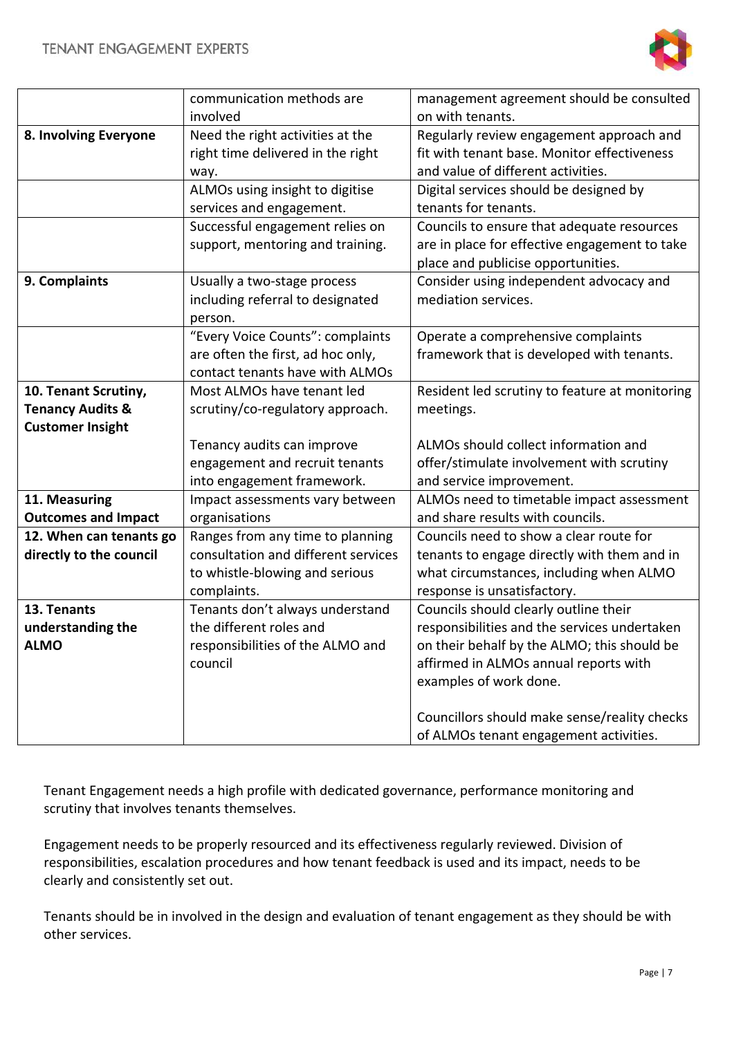| | | |
|---|---|---|
| | communication methods are involved | management agreement should be consulted on with tenants. |
| **8. Involving Everyone** | Need the right activities at the right time delivered in the right way. | Regularly review engagement approach and fit with tenant base. Monitor effectiveness and value of different activities. |
| | ALMOs using insight to digitise services and engagement. | Digital services should be designed by tenants for tenants. |
| | Successful engagement relies on support, mentoring and training. | Councils to ensure that adequate resources are in place for effective engagement to take place and publicise opportunities. |
| **9. Complaints** | Usually a two-stage process including referral to designated person. | Consider using independent advocacy and mediation services. |
| | "Every Voice Counts": complaints are often the first, ad hoc only, contact tenants have with ALMOs | Operate a comprehensive complaints framework that is developed with tenants. |
| **10. Tenant Scrutiny, Tenancy Audits & Customer Insight** | Most ALMOs have tenant led scrutiny/co-regulatory approach.<br><br>Tenancy audits can improve engagement and recruit tenants into engagement framework. | Resident led scrutiny to feature at monitoring meetings.<br><br>ALMOs should collect information and offer/stimulate involvement with scrutiny and service improvement. |
| **11. Measuring Outcomes and Impact** | Impact assessments vary between organisations | ALMOs need to timetable impact assessment and share results with councils. |
| **12. When can tenants go directly to the council** | Ranges from any time to planning consultation and different services to whistle-blowing and serious complaints. | Councils need to show a clear route for tenants to engage directly with them and in what circumstances, including when ALMO response is unsatisfactory. |
| **13. Tenants understanding the ALMO** | Tenants don't always understand the different roles and responsibilities of the ALMO and council | Councils should clearly outline their responsibilities and the services undertaken on their behalf by the ALMO; this should be affirmed in ALMOs annual reports with examples of work done.<br><br>Councillors should make sense/reality checks of ALMOs tenant engagement activities. |

Tenant Engagement needs a high profile with dedicated governance, performance monitoring and scrutiny that involves tenants themselves.

Engagement needs to be properly resourced and its effectiveness regularly reviewed. Division of responsibilities, escalation procedures and how tenant feedback is used and its impact, needs to be clearly and consistently set out.

Tenants should be in involved in the design and evaluation of tenant engagement as they should be with other services.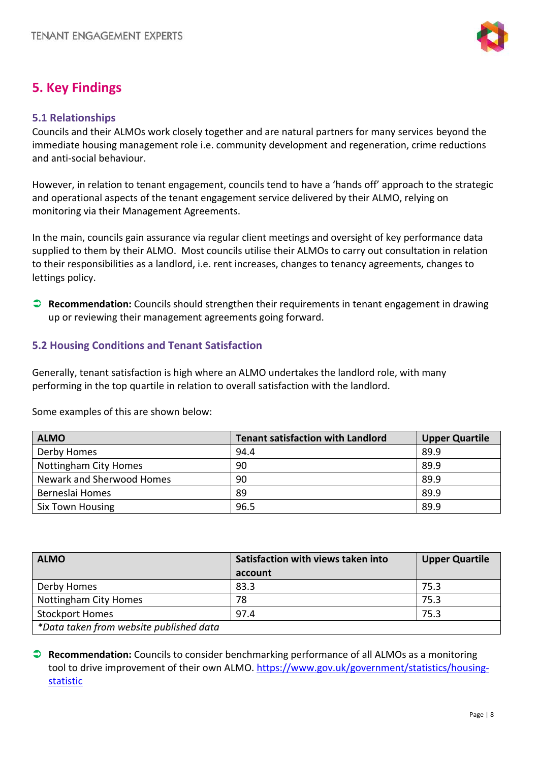## 5. Key Findings

### 5.1 Relationships

Councils and their ALMOs work closely together and are natural partners for many services beyond the immediate housing management role i.e. community development and regeneration, crime reductions and anti-social behaviour.

However, in relation to tenant engagement, councils tend to have a 'hands off' approach to the strategic and operational aspects of the tenant engagement service delivered by their ALMO, relying on monitoring via their Management Agreements.

In the main, councils gain assurance via regular client meetings and oversight of key performance data supplied to them by their ALMO. Most councils utilise their ALMOs to carry out consultation in relation to their responsibilities as a landlord, i.e. rent increases, changes to tenancy agreements, changes to lettings policy.

- **Recommendation:** Councils should strengthen their requirements in tenant engagement in drawing up or reviewing their management agreements going forward.

### 5.2 Housing Conditions and Tenant Satisfaction

Generally, tenant satisfaction is high where an ALMO undertakes the landlord role, with many performing in the top quartile in relation to overall satisfaction with the landlord.

Some examples of this are shown below:

| ALMO | Tenant satisfaction with Landlord | Upper Quartile |
|---|---|---|
| Derby Homes | 94.4 | 89.9 |
| Nottingham City Homes | 90 | 89.9 |
| Newark and Sherwood Homes | 90 | 89.9 |
| Berneslai Homes | 89 | 89.9 |
| Six Town Housing | 96.5 | 89.9 |

| ALMO | Satisfaction with views taken into account | Upper Quartile |
|---|---|---|
| Derby Homes | 83.3 | 75.3 |
| Nottingham City Homes | 78 | 75.3 |
| Stockport Homes | 97.4 | 75.3 |
| *\*Data taken from website published data* | | |

- **Recommendation:** Councils to consider benchmarking performance of all ALMOs as a monitoring tool to drive improvement of their own ALMO. https://www.gov.uk/government/statistics/housing-statistic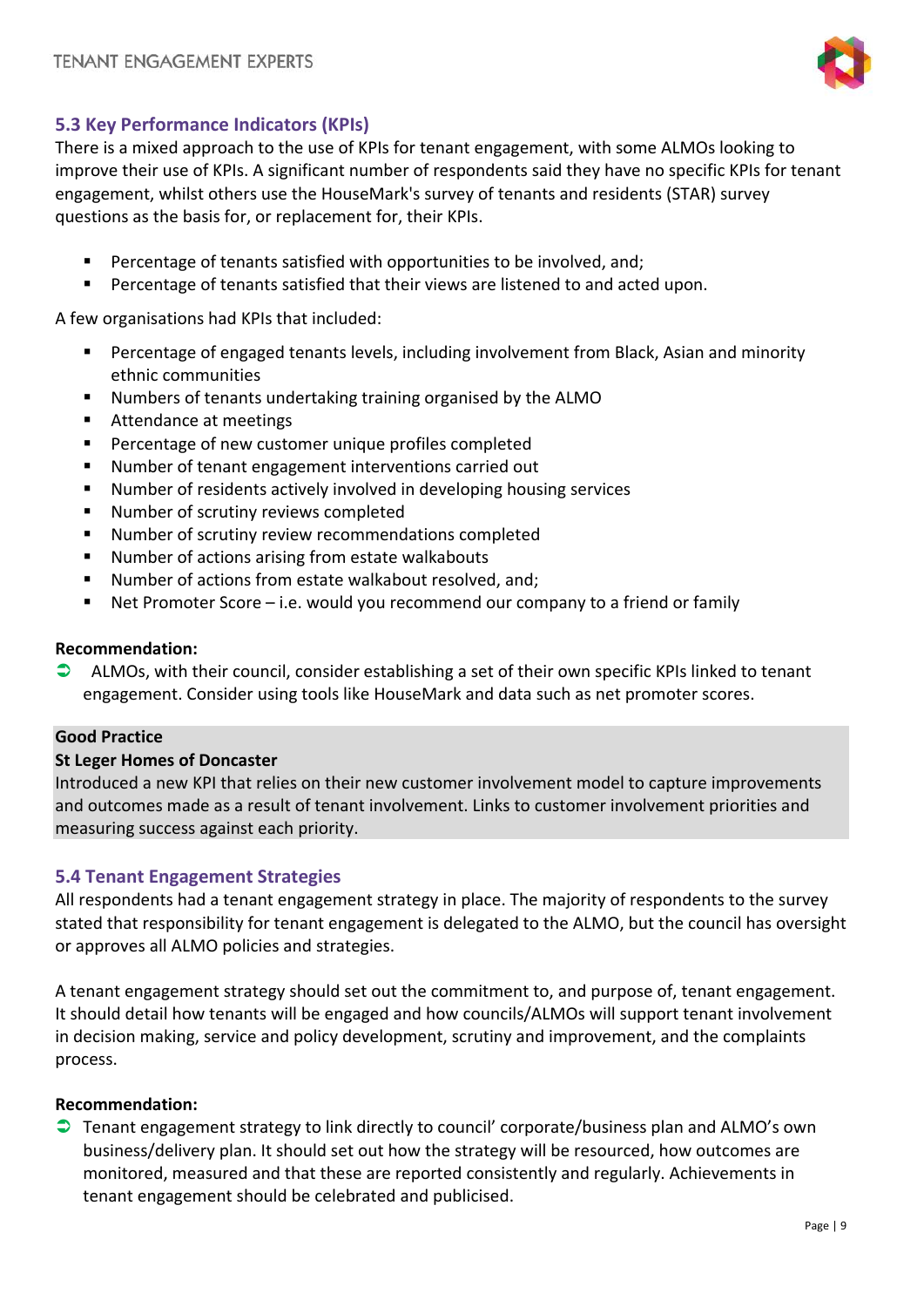### 5.3 Key Performance Indicators (KPIs)

There is a mixed approach to the use of KPIs for tenant engagement, with some ALMOs looking to improve their use of KPIs. A significant number of respondents said they have no specific KPIs for tenant engagement, whilst others use the HouseMark's survey of tenants and residents (STAR) survey questions as the basis for, or replacement for, their KPIs.

- Percentage of tenants satisfied with opportunities to be involved, and;
- Percentage of tenants satisfied that their views are listened to and acted upon.

A few organisations had KPIs that included:

- Percentage of engaged tenants levels, including involvement from Black, Asian and minority ethnic communities
- Numbers of tenants undertaking training organised by the ALMO
- Attendance at meetings
- Percentage of new customer unique profiles completed
- Number of tenant engagement interventions carried out
- Number of residents actively involved in developing housing services
- Number of scrutiny reviews completed
- Number of scrutiny review recommendations completed
- Number of actions arising from estate walkabouts
- Number of actions from estate walkabout resolved, and;
- Net Promoter Score – i.e. would you recommend our company to a friend or family

**Recommendation:**

- ALMOs, with their council, consider establishing a set of their own specific KPIs linked to tenant engagement. Consider using tools like HouseMark and data such as net promoter scores.

**Good Practice**

**St Leger Homes of Doncaster**

Introduced a new KPI that relies on their new customer involvement model to capture improvements and outcomes made as a result of tenant involvement. Links to customer involvement priorities and measuring success against each priority.

### 5.4 Tenant Engagement Strategies

All respondents had a tenant engagement strategy in place. The majority of respondents to the survey stated that responsibility for tenant engagement is delegated to the ALMO, but the council has oversight or approves all ALMO policies and strategies.

A tenant engagement strategy should set out the commitment to, and purpose of, tenant engagement. It should detail how tenants will be engaged and how councils/ALMOs will support tenant involvement in decision making, service and policy development, scrutiny and improvement, and the complaints process.

**Recommendation:**

- Tenant engagement strategy to link directly to council' corporate/business plan and ALMO's own business/delivery plan. It should set out how the strategy will be resourced, how outcomes are monitored, measured and that these are reported consistently and regularly. Achievements in tenant engagement should be celebrated and publicised.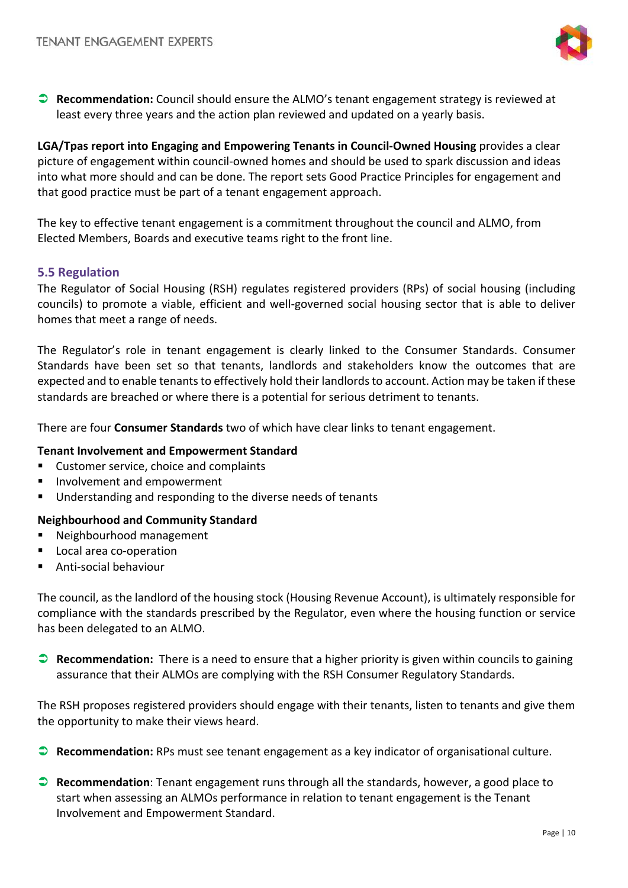➲ **Recommendation:** Council should ensure the ALMO's tenant engagement strategy is reviewed at least every three years and the action plan reviewed and updated on a yearly basis.

**LGA/Tpas report into Engaging and Empowering Tenants in Council-Owned Housing** provides a clear picture of engagement within council-owned homes and should be used to spark discussion and ideas into what more should and can be done. The report sets Good Practice Principles for engagement and that good practice must be part of a tenant engagement approach.

The key to effective tenant engagement is a commitment throughout the council and ALMO, from Elected Members, Boards and executive teams right to the front line.

### 5.5 Regulation

The Regulator of Social Housing (RSH) regulates registered providers (RPs) of social housing (including councils) to promote a viable, efficient and well-governed social housing sector that is able to deliver homes that meet a range of needs.

The Regulator's role in tenant engagement is clearly linked to the Consumer Standards. Consumer Standards have been set so that tenants, landlords and stakeholders know the outcomes that are expected and to enable tenants to effectively hold their landlords to account. Action may be taken if these standards are breached or where there is a potential for serious detriment to tenants.

There are four **Consumer Standards** two of which have clear links to tenant engagement.

**Tenant Involvement and Empowerment Standard**

- Customer service, choice and complaints
- Involvement and empowerment
- Understanding and responding to the diverse needs of tenants

**Neighbourhood and Community Standard**

- Neighbourhood management
- Local area co-operation
- Anti-social behaviour

The council, as the landlord of the housing stock (Housing Revenue Account), is ultimately responsible for compliance with the standards prescribed by the Regulator, even where the housing function or service has been delegated to an ALMO.

➲ **Recommendation:** There is a need to ensure that a higher priority is given within councils to gaining assurance that their ALMOs are complying with the RSH Consumer Regulatory Standards.

The RSH proposes registered providers should engage with their tenants, listen to tenants and give them the opportunity to make their views heard.

➲ **Recommendation:** RPs must see tenant engagement as a key indicator of organisational culture.

➲ **Recommendation**: Tenant engagement runs through all the standards, however, a good place to start when assessing an ALMOs performance in relation to tenant engagement is the Tenant Involvement and Empowerment Standard.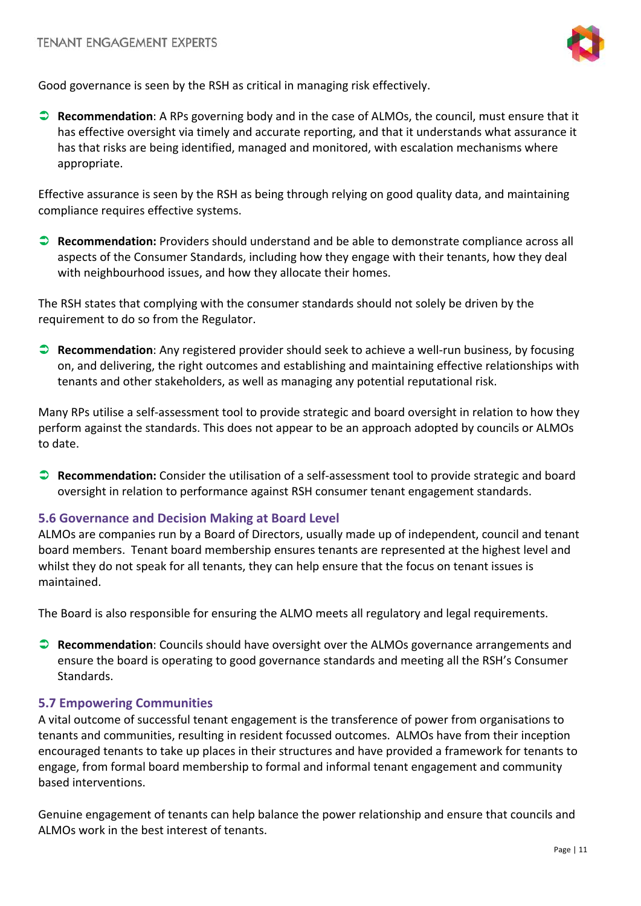Good governance is seen by the RSH as critical in managing risk effectively.

- **Recommendation**: A RPs governing body and in the case of ALMOs, the council, must ensure that it has effective oversight via timely and accurate reporting, and that it understands what assurance it has that risks are being identified, managed and monitored, with escalation mechanisms where appropriate.

Effective assurance is seen by the RSH as being through relying on good quality data, and maintaining compliance requires effective systems.

- **Recommendation:** Providers should understand and be able to demonstrate compliance across all aspects of the Consumer Standards, including how they engage with their tenants, how they deal with neighbourhood issues, and how they allocate their homes.

The RSH states that complying with the consumer standards should not solely be driven by the requirement to do so from the Regulator.

- **Recommendation**: Any registered provider should seek to achieve a well-run business, by focusing on, and delivering, the right outcomes and establishing and maintaining effective relationships with tenants and other stakeholders, as well as managing any potential reputational risk.

Many RPs utilise a self-assessment tool to provide strategic and board oversight in relation to how they perform against the standards. This does not appear to be an approach adopted by councils or ALMOs to date.

- **Recommendation:** Consider the utilisation of a self-assessment tool to provide strategic and board oversight in relation to performance against RSH consumer tenant engagement standards.

### 5.6 Governance and Decision Making at Board Level

ALMOs are companies run by a Board of Directors, usually made up of independent, council and tenant board members. Tenant board membership ensures tenants are represented at the highest level and whilst they do not speak for all tenants, they can help ensure that the focus on tenant issues is maintained.

The Board is also responsible for ensuring the ALMO meets all regulatory and legal requirements.

- **Recommendation**: Councils should have oversight over the ALMOs governance arrangements and ensure the board is operating to good governance standards and meeting all the RSH's Consumer Standards.

### 5.7 Empowering Communities

A vital outcome of successful tenant engagement is the transference of power from organisations to tenants and communities, resulting in resident focussed outcomes. ALMOs have from their inception encouraged tenants to take up places in their structures and have provided a framework for tenants to engage, from formal board membership to formal and informal tenant engagement and community based interventions.

Genuine engagement of tenants can help balance the power relationship and ensure that councils and ALMOs work in the best interest of tenants.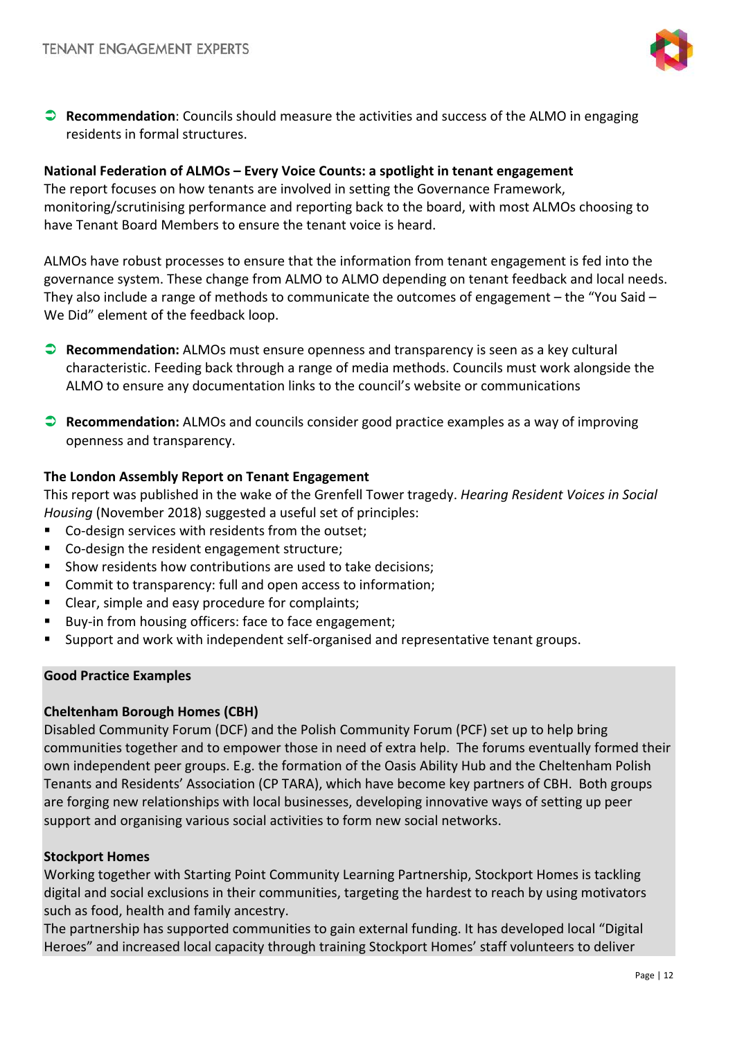➲ **Recommendation**: Councils should measure the activities and success of the ALMO in engaging residents in formal structures.

**National Federation of ALMOs – Every Voice Counts: a spotlight in tenant engagement**
The report focuses on how tenants are involved in setting the Governance Framework, monitoring/scrutinising performance and reporting back to the board, with most ALMOs choosing to have Tenant Board Members to ensure the tenant voice is heard.

ALMOs have robust processes to ensure that the information from tenant engagement is fed into the governance system. These change from ALMO to ALMO depending on tenant feedback and local needs. They also include a range of methods to communicate the outcomes of engagement – the "You Said – We Did" element of the feedback loop.

➲ **Recommendation:** ALMOs must ensure openness and transparency is seen as a key cultural characteristic. Feeding back through a range of media methods. Councils must work alongside the ALMO to ensure any documentation links to the council's website or communications

➲ **Recommendation:** ALMOs and councils consider good practice examples as a way of improving openness and transparency.

**The London Assembly Report on Tenant Engagement**
This report was published in the wake of the Grenfell Tower tragedy. *Hearing Resident Voices in Social Housing* (November 2018) suggested a useful set of principles:

- Co-design services with residents from the outset;
- Co-design the resident engagement structure;
- Show residents how contributions are used to take decisions;
- Commit to transparency: full and open access to information;
- Clear, simple and easy procedure for complaints;
- Buy-in from housing officers: face to face engagement;
- Support and work with independent self-organised and representative tenant groups.

**Good Practice Examples**

**Cheltenham Borough Homes (CBH)**
Disabled Community Forum (DCF) and the Polish Community Forum (PCF) set up to help bring communities together and to empower those in need of extra help. The forums eventually formed their own independent peer groups. E.g. the formation of the Oasis Ability Hub and the Cheltenham Polish Tenants and Residents' Association (CP TARA), which have become key partners of CBH. Both groups are forging new relationships with local businesses, developing innovative ways of setting up peer support and organising various social activities to form new social networks.

**Stockport Homes**
Working together with Starting Point Community Learning Partnership, Stockport Homes is tackling digital and social exclusions in their communities, targeting the hardest to reach by using motivators such as food, health and family ancestry.
The partnership has supported communities to gain external funding. It has developed local "Digital Heroes" and increased local capacity through training Stockport Homes' staff volunteers to deliver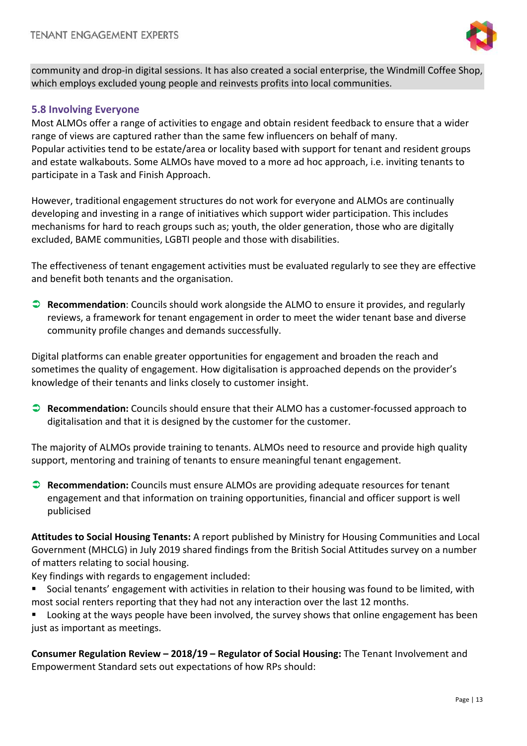community and drop-in digital sessions. It has also created a social enterprise, the Windmill Coffee Shop, which employs excluded young people and reinvests profits into local communities.

### 5.8 Involving Everyone

Most ALMOs offer a range of activities to engage and obtain resident feedback to ensure that a wider range of views are captured rather than the same few influencers on behalf of many.
Popular activities tend to be estate/area or locality based with support for tenant and resident groups and estate walkabouts. Some ALMOs have moved to a more ad hoc approach, i.e. inviting tenants to participate in a Task and Finish Approach.

However, traditional engagement structures do not work for everyone and ALMOs are continually developing and investing in a range of initiatives which support wider participation. This includes mechanisms for hard to reach groups such as; youth, the older generation, those who are digitally excluded, BAME communities, LGBTI people and those with disabilities.

The effectiveness of tenant engagement activities must be evaluated regularly to see they are effective and benefit both tenants and the organisation.

- **Recommendation**: Councils should work alongside the ALMO to ensure it provides, and regularly reviews, a framework for tenant engagement in order to meet the wider tenant base and diverse community profile changes and demands successfully.

Digital platforms can enable greater opportunities for engagement and broaden the reach and sometimes the quality of engagement. How digitalisation is approached depends on the provider's knowledge of their tenants and links closely to customer insight.

- **Recommendation:** Councils should ensure that their ALMO has a customer-focussed approach to digitalisation and that it is designed by the customer for the customer.

The majority of ALMOs provide training to tenants. ALMOs need to resource and provide high quality support, mentoring and training of tenants to ensure meaningful tenant engagement.

- **Recommendation:** Councils must ensure ALMOs are providing adequate resources for tenant engagement and that information on training opportunities, financial and officer support is well publicised

**Attitudes to Social Housing Tenants:** A report published by Ministry for Housing Communities and Local Government (MHCLG) in July 2019 shared findings from the British Social Attitudes survey on a number of matters relating to social housing.
Key findings with regards to engagement included:

- Social tenants' engagement with activities in relation to their housing was found to be limited, with most social renters reporting that they had not any interaction over the last 12 months.
- Looking at the ways people have been involved, the survey shows that online engagement has been just as important as meetings.

**Consumer Regulation Review – 2018/19 – Regulator of Social Housing:** The Tenant Involvement and Empowerment Standard sets out expectations of how RPs should: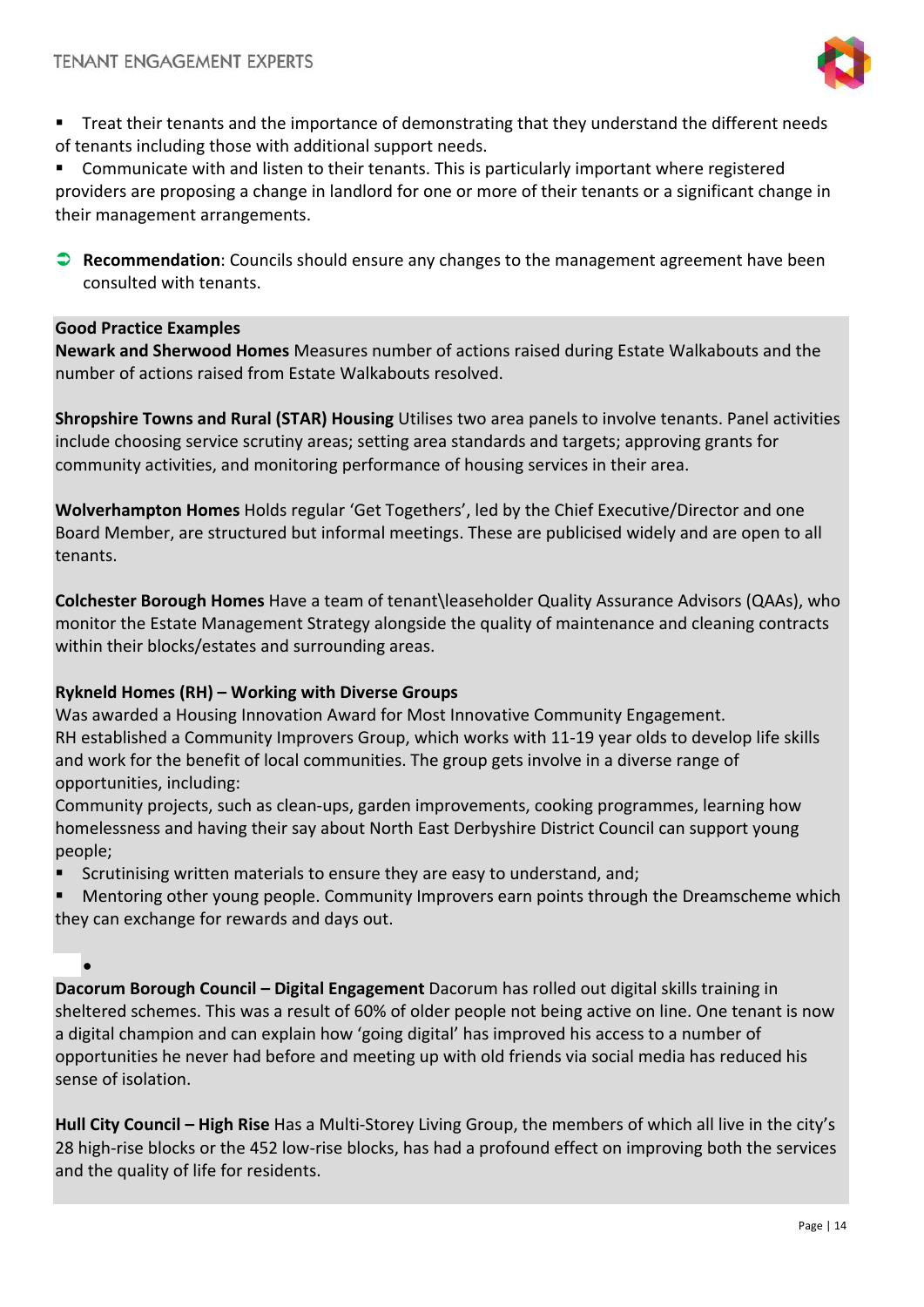- Treat their tenants and the importance of demonstrating that they understand the different needs of tenants including those with additional support needs.
- Communicate with and listen to their tenants. This is particularly important where registered providers are proposing a change in landlord for one or more of their tenants or a significant change in their management arrangements.

➲ **Recommendation**: Councils should ensure any changes to the management agreement have been consulted with tenants.

**Good Practice Examples**

**Newark and Sherwood Homes** Measures number of actions raised during Estate Walkabouts and the number of actions raised from Estate Walkabouts resolved.

**Shropshire Towns and Rural (STAR) Housing** Utilises two area panels to involve tenants. Panel activities include choosing service scrutiny areas; setting area standards and targets; approving grants for community activities, and monitoring performance of housing services in their area.

**Wolverhampton Homes** Holds regular 'Get Togethers', led by the Chief Executive/Director and one Board Member, are structured but informal meetings. These are publicised widely and are open to all tenants.

**Colchester Borough Homes** Have a team of tenant\leaseholder Quality Assurance Advisors (QAAs), who monitor the Estate Management Strategy alongside the quality of maintenance and cleaning contracts within their blocks/estates and surrounding areas.

**Rykneld Homes (RH) – Working with Diverse Groups**

Was awarded a Housing Innovation Award for Most Innovative Community Engagement.
RH established a Community Improvers Group, which works with 11-19 year olds to develop life skills and work for the benefit of local communities. The group gets involve in a diverse range of opportunities, including:

Community projects, such as clean-ups, garden improvements, cooking programmes, learning how homelessness and having their say about North East Derbyshire District Council can support young people;

- Scrutinising written materials to ensure they are easy to understand, and;
- Mentoring other young people. Community Improvers earn points through the Dreamscheme which they can exchange for rewards and days out.

**Dacorum Borough Council – Digital Engagement** Dacorum has rolled out digital skills training in sheltered schemes. This was a result of 60% of older people not being active on line. One tenant is now a digital champion and can explain how 'going digital' has improved his access to a number of opportunities he never had before and meeting up with old friends via social media has reduced his sense of isolation.

**Hull City Council – High Rise** Has a Multi-Storey Living Group, the members of which all live in the city's 28 high-rise blocks or the 452 low-rise blocks, has had a profound effect on improving both the services and the quality of life for residents.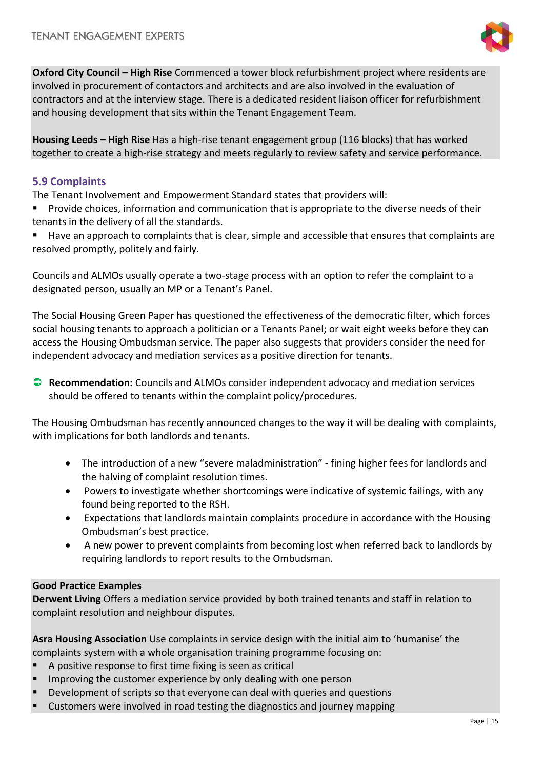**Oxford City Council – High Rise** Commenced a tower block refurbishment project where residents are involved in procurement of contactors and architects and are also involved in the evaluation of contractors and at the interview stage. There is a dedicated resident liaison officer for refurbishment and housing development that sits within the Tenant Engagement Team.

**Housing Leeds – High Rise** Has a high-rise tenant engagement group (116 blocks) that has worked together to create a high-rise strategy and meets regularly to review safety and service performance.

### 5.9 Complaints

The Tenant Involvement and Empowerment Standard states that providers will:

- Provide choices, information and communication that is appropriate to the diverse needs of their tenants in the delivery of all the standards.
- Have an approach to complaints that is clear, simple and accessible that ensures that complaints are resolved promptly, politely and fairly.

Councils and ALMOs usually operate a two-stage process with an option to refer the complaint to a designated person, usually an MP or a Tenant's Panel.

The Social Housing Green Paper has questioned the effectiveness of the democratic filter, which forces social housing tenants to approach a politician or a Tenants Panel; or wait eight weeks before they can access the Housing Ombudsman service. The paper also suggests that providers consider the need for independent advocacy and mediation services as a positive direction for tenants.

➲ **Recommendation:** Councils and ALMOs consider independent advocacy and mediation services should be offered to tenants within the complaint policy/procedures.

The Housing Ombudsman has recently announced changes to the way it will be dealing with complaints, with implications for both landlords and tenants.

- The introduction of a new "severe maladministration" - fining higher fees for landlords and the halving of complaint resolution times.
- Powers to investigate whether shortcomings were indicative of systemic failings, with any found being reported to the RSH.
- Expectations that landlords maintain complaints procedure in accordance with the Housing Ombudsman's best practice.
- A new power to prevent complaints from becoming lost when referred back to landlords by requiring landlords to report results to the Ombudsman.

**Good Practice Examples**

**Derwent Living** Offers a mediation service provided by both trained tenants and staff in relation to complaint resolution and neighbour disputes.

**Asra Housing Association** Use complaints in service design with the initial aim to 'humanise' the complaints system with a whole organisation training programme focusing on:

- A positive response to first time fixing is seen as critical
- Improving the customer experience by only dealing with one person
- Development of scripts so that everyone can deal with queries and questions
- Customers were involved in road testing the diagnostics and journey mapping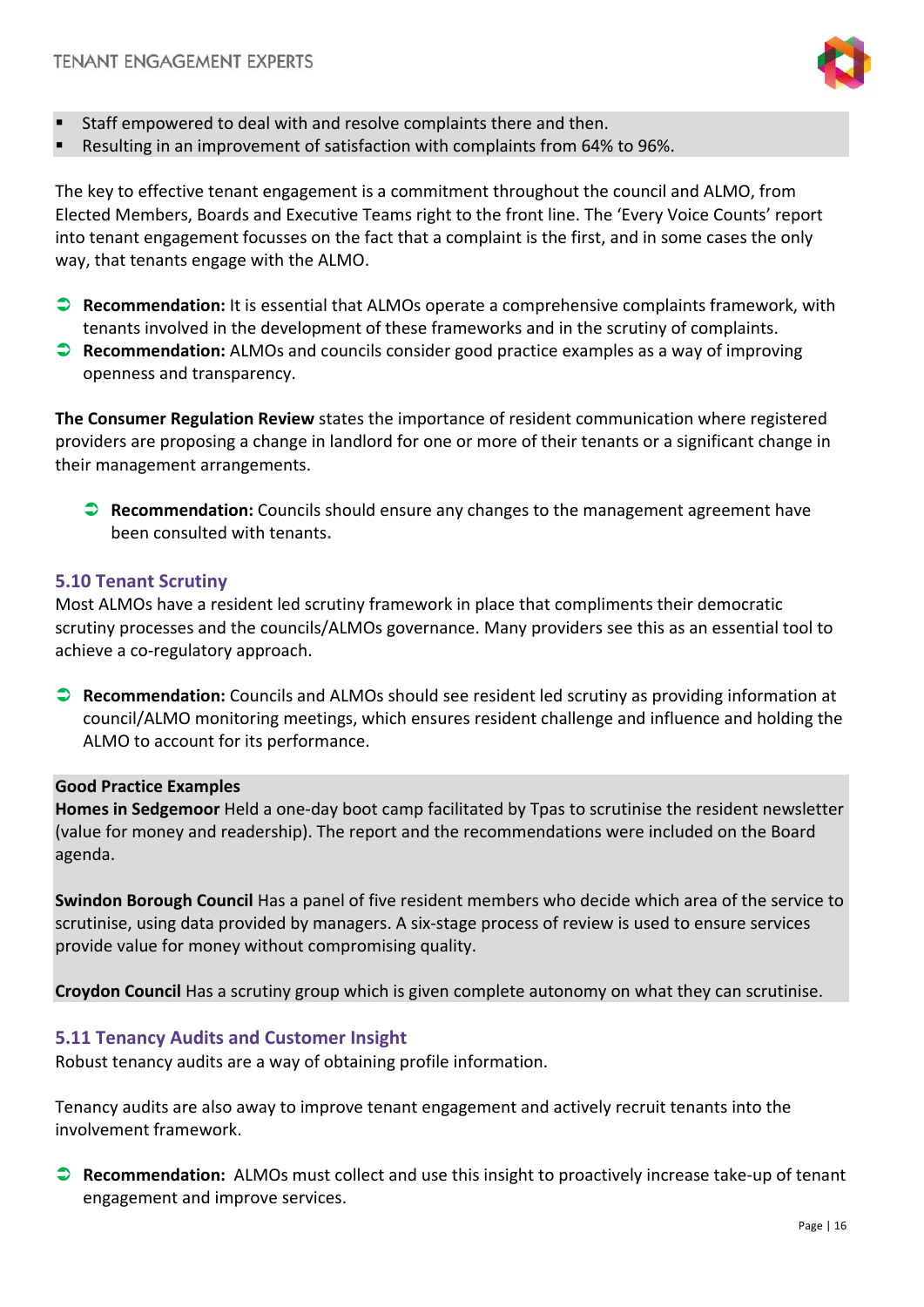- Staff empowered to deal with and resolve complaints there and then.
- Resulting in an improvement of satisfaction with complaints from 64% to 96%.

The key to effective tenant engagement is a commitment throughout the council and ALMO, from Elected Members, Boards and Executive Teams right to the front line. The 'Every Voice Counts' report into tenant engagement focusses on the fact that a complaint is the first, and in some cases the only way, that tenants engage with the ALMO.

- **Recommendation:** It is essential that ALMOs operate a comprehensive complaints framework, with tenants involved in the development of these frameworks and in the scrutiny of complaints.
- **Recommendation:** ALMOs and councils consider good practice examples as a way of improving openness and transparency.

**The Consumer Regulation Review** states the importance of resident communication where registered providers are proposing a change in landlord for one or more of their tenants or a significant change in their management arrangements.

- **Recommendation:** Councils should ensure any changes to the management agreement have been consulted with tenants.

## 5.10 Tenant Scrutiny

Most ALMOs have a resident led scrutiny framework in place that compliments their democratic scrutiny processes and the councils/ALMOs governance. Many providers see this as an essential tool to achieve a co-regulatory approach.

- **Recommendation:** Councils and ALMOs should see resident led scrutiny as providing information at council/ALMO monitoring meetings, which ensures resident challenge and influence and holding the ALMO to account for its performance.

**Good Practice Examples**

**Homes in Sedgemoor** Held a one-day boot camp facilitated by Tpas to scrutinise the resident newsletter (value for money and readership). The report and the recommendations were included on the Board agenda.

**Swindon Borough Council** Has a panel of five resident members who decide which area of the service to scrutinise, using data provided by managers. A six-stage process of review is used to ensure services provide value for money without compromising quality.

**Croydon Council** Has a scrutiny group which is given complete autonomy on what they can scrutinise.

## 5.11 Tenancy Audits and Customer Insight

Robust tenancy audits are a way of obtaining profile information.

Tenancy audits are also away to improve tenant engagement and actively recruit tenants into the involvement framework.

- **Recommendation:** ALMOs must collect and use this insight to proactively increase take-up of tenant engagement and improve services.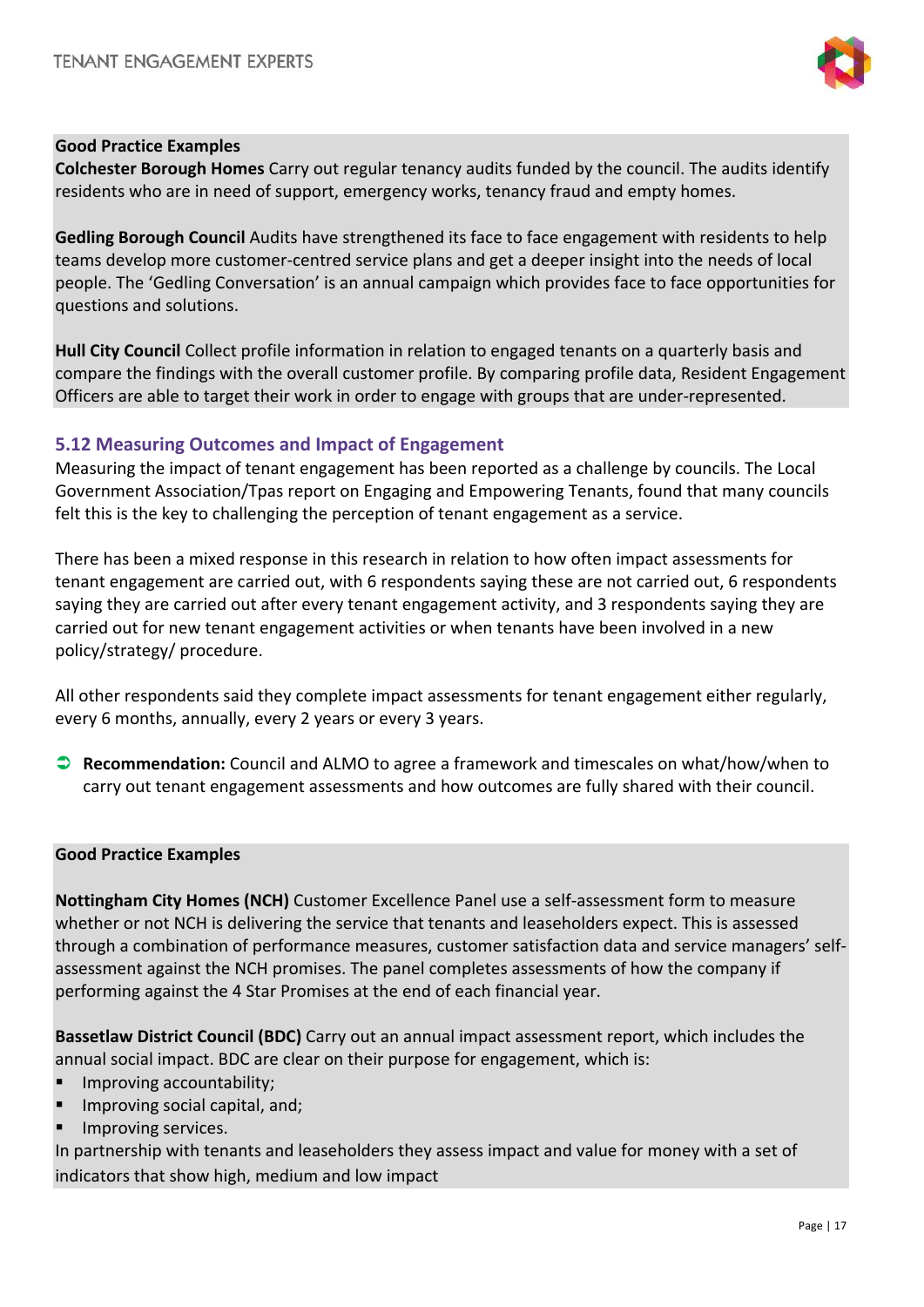**Good Practice Examples**

**Colchester Borough Homes** Carry out regular tenancy audits funded by the council. The audits identify residents who are in need of support, emergency works, tenancy fraud and empty homes.

**Gedling Borough Council** Audits have strengthened its face to face engagement with residents to help teams develop more customer-centred service plans and get a deeper insight into the needs of local people. The 'Gedling Conversation' is an annual campaign which provides face to face opportunities for questions and solutions.

**Hull City Council** Collect profile information in relation to engaged tenants on a quarterly basis and compare the findings with the overall customer profile. By comparing profile data, Resident Engagement Officers are able to target their work in order to engage with groups that are under-represented.

### 5.12 Measuring Outcomes and Impact of Engagement

Measuring the impact of tenant engagement has been reported as a challenge by councils. The Local Government Association/Tpas report on Engaging and Empowering Tenants, found that many councils felt this is the key to challenging the perception of tenant engagement as a service.

There has been a mixed response in this research in relation to how often impact assessments for tenant engagement are carried out, with 6 respondents saying these are not carried out, 6 respondents saying they are carried out after every tenant engagement activity, and 3 respondents saying they are carried out for new tenant engagement activities or when tenants have been involved in a new policy/strategy/ procedure.

All other respondents said they complete impact assessments for tenant engagement either regularly, every 6 months, annually, every 2 years or every 3 years.

➲ **Recommendation:** Council and ALMO to agree a framework and timescales on what/how/when to carry out tenant engagement assessments and how outcomes are fully shared with their council.

**Good Practice Examples**

**Nottingham City Homes (NCH)** Customer Excellence Panel use a self-assessment form to measure whether or not NCH is delivering the service that tenants and leaseholders expect. This is assessed through a combination of performance measures, customer satisfaction data and service managers' self-assessment against the NCH promises. The panel completes assessments of how the company if performing against the 4 Star Promises at the end of each financial year.

**Bassetlaw District Council (BDC)** Carry out an annual impact assessment report, which includes the annual social impact. BDC are clear on their purpose for engagement, which is:

- Improving accountability;
- Improving social capital, and;
- Improving services.

In partnership with tenants and leaseholders they assess impact and value for money with a set of indicators that show high, medium and low impact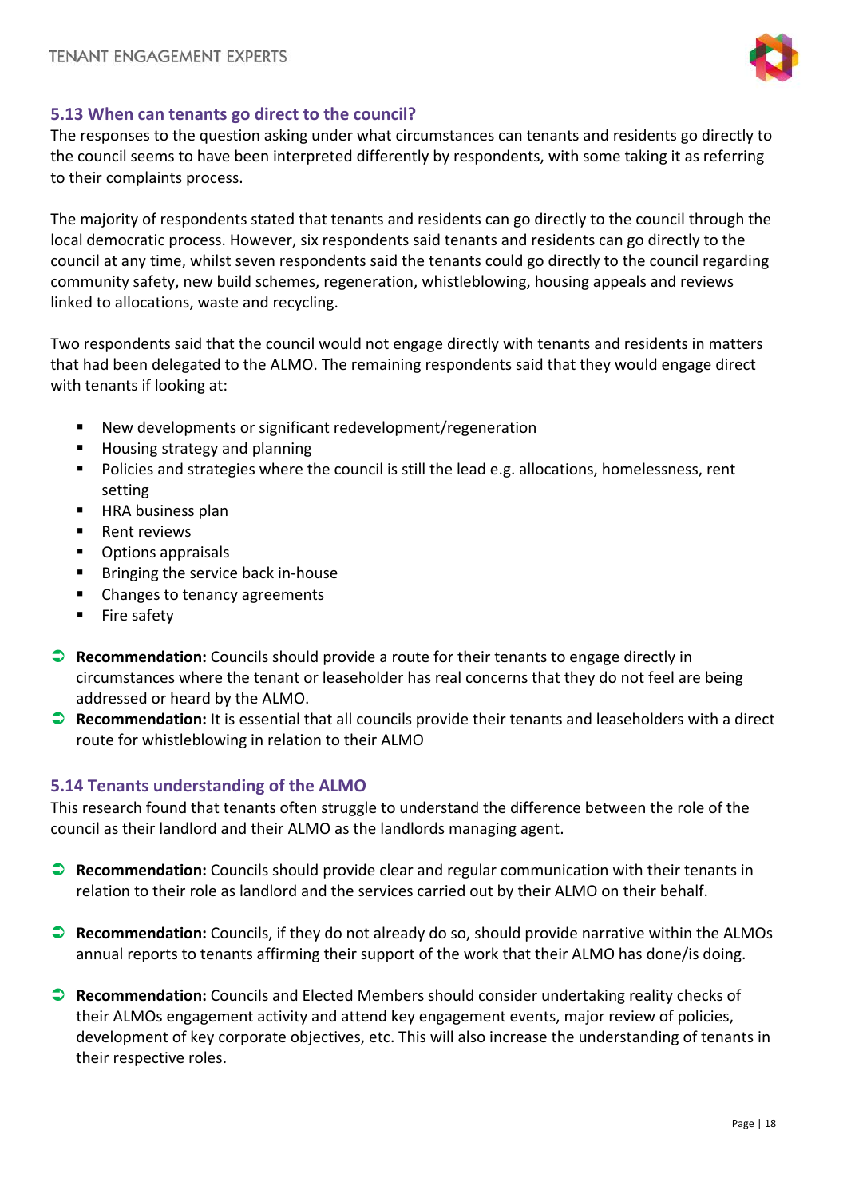### 5.13 When can tenants go direct to the council?

The responses to the question asking under what circumstances can tenants and residents go directly to the council seems to have been interpreted differently by respondents, with some taking it as referring to their complaints process.

The majority of respondents stated that tenants and residents can go directly to the council through the local democratic process. However, six respondents said tenants and residents can go directly to the council at any time, whilst seven respondents said the tenants could go directly to the council regarding community safety, new build schemes, regeneration, whistleblowing, housing appeals and reviews linked to allocations, waste and recycling.

Two respondents said that the council would not engage directly with tenants and residents in matters that had been delegated to the ALMO. The remaining respondents said that they would engage direct with tenants if looking at:

- New developments or significant redevelopment/regeneration
- Housing strategy and planning
- Policies and strategies where the council is still the lead e.g. allocations, homelessness, rent setting
- HRA business plan
- Rent reviews
- Options appraisals
- Bringing the service back in-house
- Changes to tenancy agreements
- Fire safety

- **Recommendation:** Councils should provide a route for their tenants to engage directly in circumstances where the tenant or leaseholder has real concerns that they do not feel are being addressed or heard by the ALMO.
- **Recommendation:** It is essential that all councils provide their tenants and leaseholders with a direct route for whistleblowing in relation to their ALMO

### 5.14 Tenants understanding of the ALMO

This research found that tenants often struggle to understand the difference between the role of the council as their landlord and their ALMO as the landlords managing agent.

- **Recommendation:** Councils should provide clear and regular communication with their tenants in relation to their role as landlord and the services carried out by their ALMO on their behalf.

- **Recommendation:** Councils, if they do not already do so, should provide narrative within the ALMOs annual reports to tenants affirming their support of the work that their ALMO has done/is doing.

- **Recommendation:** Councils and Elected Members should consider undertaking reality checks of their ALMOs engagement activity and attend key engagement events, major review of policies, development of key corporate objectives, etc. This will also increase the understanding of tenants in their respective roles.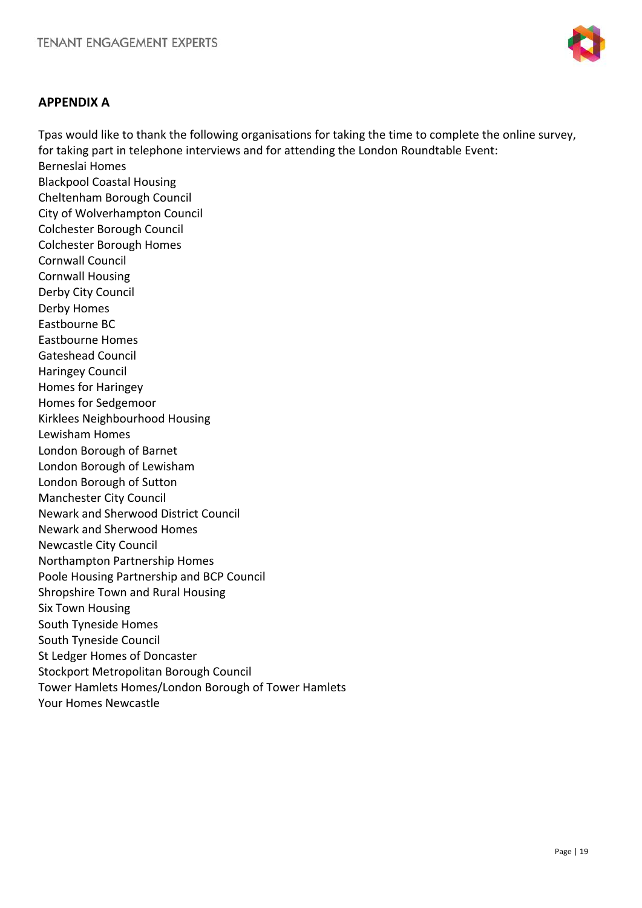## APPENDIX A

Tpas would like to thank the following organisations for taking the time to complete the online survey, for taking part in telephone interviews and for attending the London Roundtable Event:

Berneslai Homes
Blackpool Coastal Housing
Cheltenham Borough Council
City of Wolverhampton Council
Colchester Borough Council
Colchester Borough Homes
Cornwall Council
Cornwall Housing
Derby City Council
Derby Homes
Eastbourne BC
Eastbourne Homes
Gateshead Council
Haringey Council
Homes for Haringey
Homes for Sedgemoor
Kirklees Neighbourhood Housing
Lewisham Homes
London Borough of Barnet
London Borough of Lewisham
London Borough of Sutton
Manchester City Council
Newark and Sherwood District Council
Newark and Sherwood Homes
Newcastle City Council
Northampton Partnership Homes
Poole Housing Partnership and BCP Council
Shropshire Town and Rural Housing
Six Town Housing
South Tyneside Homes
South Tyneside Council
St Ledger Homes of Doncaster
Stockport Metropolitan Borough Council
Tower Hamlets Homes/London Borough of Tower Hamlets
Your Homes Newcastle